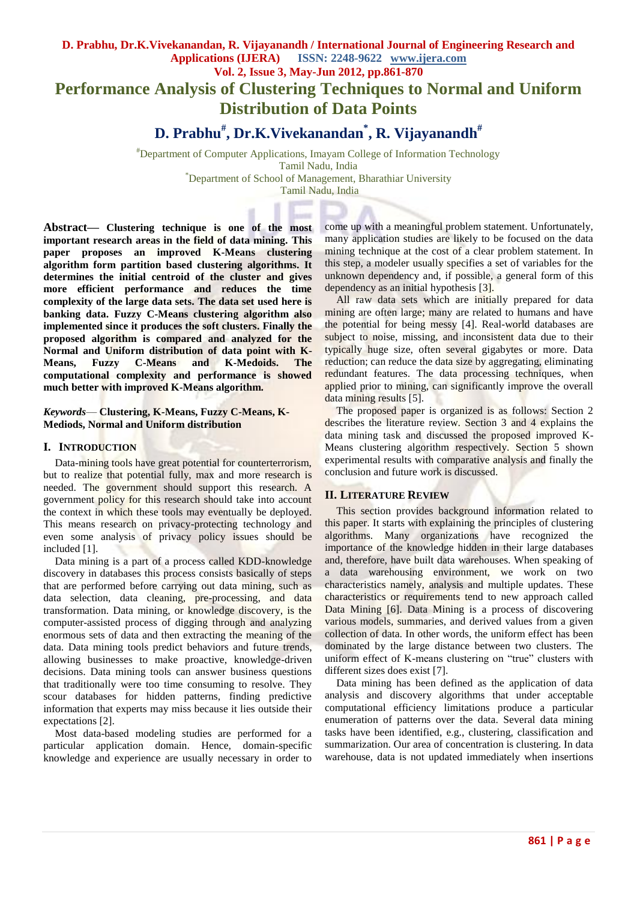# Performance Analysis of Clustering Techniques to Normal and Uniform Distribution of Data Points

## D. Prabhu[#], Dr.K.Vivekanandan[*], R. Vijayanandh[#]

[#]Department of Computer Applications, Imayam College of Information Technology
Tamil Nadu, India
[*]Department of School of Management, Bharathiar University
Tamil Nadu, India

**Abstract— Clustering technique is one of the most important research areas in the field of data mining. This paper proposes an improved K-Means clustering algorithm form partition based clustering algorithms. It determines the initial centroid of the cluster and gives more efficient performance and reduces the time complexity of the large data sets. The data set used here is banking data. Fuzzy C-Means clustering algorithm also implemented since it produces the soft clusters. Finally the proposed algorithm is compared and analyzed for the Normal and Uniform distribution of data point with K-Means, Fuzzy C-Means and K-Medoids. The computational complexity and performance is showed much better with improved K-Means algorithm.**

***Keywords*— Clustering, K-Means, Fuzzy C-Means, K-Mediods, Normal and Uniform distribution**

## I. Introduction

Data-mining tools have great potential for counterterrorism, but to realize that potential fully, max and more research is needed. The government should support this research. A government policy for this research should take into account the context in which these tools may eventually be deployed. This means research on privacy-protecting technology and even some analysis of privacy policy issues should be included [1].

Data mining is a part of a process called KDD-knowledge discovery in databases this process consists basically of steps that are performed before carrying out data mining, such as data selection, data cleaning, pre-processing, and data transformation. Data mining, or knowledge discovery, is the computer-assisted process of digging through and analyzing enormous sets of data and then extracting the meaning of the data. Data mining tools predict behaviors and future trends, allowing businesses to make proactive, knowledge-driven decisions. Data mining tools can answer business questions that traditionally were too time consuming to resolve. They scour databases for hidden patterns, finding predictive information that experts may miss because it lies outside their expectations [2].

Most data-based modeling studies are performed for a particular application domain. Hence, domain-specific knowledge and experience are usually necessary in order to come up with a meaningful problem statement. Unfortunately, many application studies are likely to be focused on the data mining technique at the cost of a clear problem statement. In this step, a modeler usually specifies a set of variables for the unknown dependency and, if possible, a general form of this dependency as an initial hypothesis [3].

All raw data sets which are initially prepared for data mining are often large; many are related to humans and have the potential for being messy [4]. Real-world databases are subject to noise, missing, and inconsistent data due to their typically huge size, often several gigabytes or more. Data reduction; can reduce the data size by aggregating, eliminating redundant features. The data processing techniques, when applied prior to mining, can significantly improve the overall data mining results [5].

The proposed paper is organized is as follows: Section 2 describes the literature review. Section 3 and 4 explains the data mining task and discussed the proposed improved K-Means clustering algorithm respectively. Section 5 shown experimental results with comparative analysis and finally the conclusion and future work is discussed.

## II. Literature Review

This section provides background information related to this paper. It starts with explaining the principles of clustering algorithms. Many organizations have recognized the importance of the knowledge hidden in their large databases and, therefore, have built data warehouses. When speaking of a data warehousing environment, we work on two characteristics namely, analysis and multiple updates. These characteristics or requirements tend to new approach called Data Mining [6]. Data Mining is a process of discovering various models, summaries, and derived values from a given collection of data. In other words, the uniform effect has been dominated by the large distance between two clusters. The uniform effect of K-means clustering on "true" clusters with different sizes does exist [7].

Data mining has been defined as the application of data analysis and discovery algorithms that under acceptable computational efficiency limitations produce a particular enumeration of patterns over the data. Several data mining tasks have been identified, e.g., clustering, classification and summarization. Our area of concentration is clustering. In data warehouse, data is not updated immediately when insertions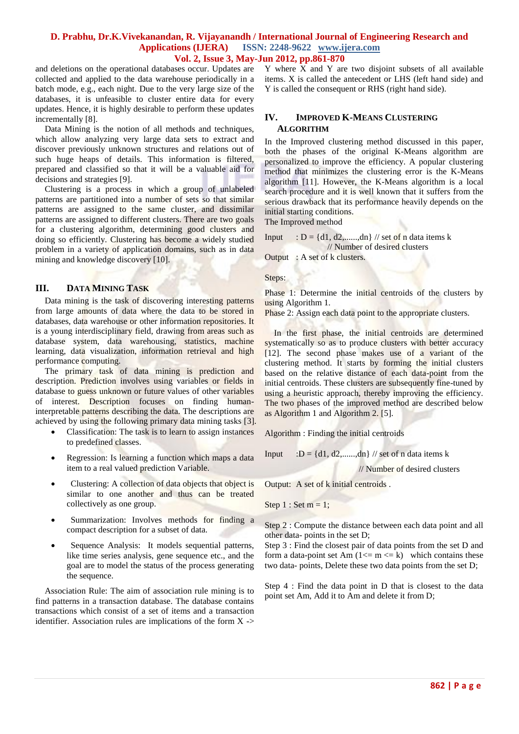and deletions on the operational databases occur. Updates are collected and applied to the data warehouse periodically in a batch mode, e.g., each night. Due to the very large size of the databases, it is unfeasible to cluster entire data for every updates. Hence, it is highly desirable to perform these updates incrementally [8].

Data Mining is the notion of all methods and techniques, which allow analyzing very large data sets to extract and discover previously unknown structures and relations out of such huge heaps of details. This information is filtered, prepared and classified so that it will be a valuable aid for decisions and strategies [9].

Clustering is a process in which a group of unlabeled patterns are partitioned into a number of sets so that similar patterns are assigned to the same cluster, and dissimilar patterns are assigned to different clusters. There are two goals for a clustering algorithm, determining good clusters and doing so efficiently. Clustering has become a widely studied problem in a variety of application domains, such as in data mining and knowledge discovery [10].

## III. DATA MINING TASK

Data mining is the task of discovering interesting patterns from large amounts of data where the data to be stored in databases, data warehouse or other information repositories. It is a young interdisciplinary field, drawing from areas such as database system, data warehousing, statistics, machine learning, data visualization, information retrieval and high performance computing.

The primary task of data mining is prediction and description. Prediction involves using variables or fields in database to guess unknown or future values of other variables of interest. Description focuses on finding human-interpretable patterns describing the data. The descriptions are achieved by using the following primary data mining tasks [3].

- Classification: The task is to learn to assign instances to predefined classes.
- Regression: Is learning a function which maps a data item to a real valued prediction Variable.
- Clustering: A collection of data objects that object is similar to one another and thus can be treated collectively as one group.
- Summarization: Involves methods for finding a compact description for a subset of data.
- Sequence Analysis: It models sequential patterns, like time series analysis, gene sequence etc., and the goal are to model the status of the process generating the sequence.

Association Rule: The aim of association rule mining is to find patterns in a transaction database. The database contains transactions which consist of a set of items and a transaction identifier. Association rules are implications of the form X -> Y where X and Y are two disjoint subsets of all available items. X is called the antecedent or LHS (left hand side) and Y is called the consequent or RHS (right hand side).

## IV. IMPROVED K-MEANS CLUSTERING ALGORITHM

In the Improved clustering method discussed in this paper, both the phases of the original K-Means algorithm are personalized to improve the efficiency. A popular clustering method that minimizes the clustering error is the K-Means algorithm [11]. However, the K-Means algorithm is a local search procedure and it is well known that it suffers from the serious drawback that its performance heavily depends on the initial starting conditions.

The Improved method

Input : D = {d1, d2,......,dn} // set of n data items k // Number of desired clusters

Output : A set of k clusters.

Steps:

Phase 1: Determine the initial centroids of the clusters by using Algorithm 1.

Phase 2: Assign each data point to the appropriate clusters.

In the first phase, the initial centroids are determined systematically so as to produce clusters with better accuracy [12]. The second phase makes use of a variant of the clustering method. It starts by forming the initial clusters based on the relative distance of each data-point from the initial centroids. These clusters are subsequently fine-tuned by using a heuristic approach, thereby improving the efficiency. The two phases of the improved method are described below as Algorithm 1 and Algorithm 2. [5].

Algorithm : Finding the initial centroids

Input :D = {d1, d2,......,dn} // set of n data items k // Number of desired clusters

Output: A set of k initial centroids .

Step 1 : Set m = 1;

Step 2 : Compute the distance between each data point and all other data- points in the set D;

Step 3 : Find the closest pair of data points from the set D and form a data-point set Am (1<= m <= k) which contains these two data- points, Delete these two data points from the set D;

Step 4 : Find the data point in D that is closest to the data point set Am, Add it to Am and delete it from D;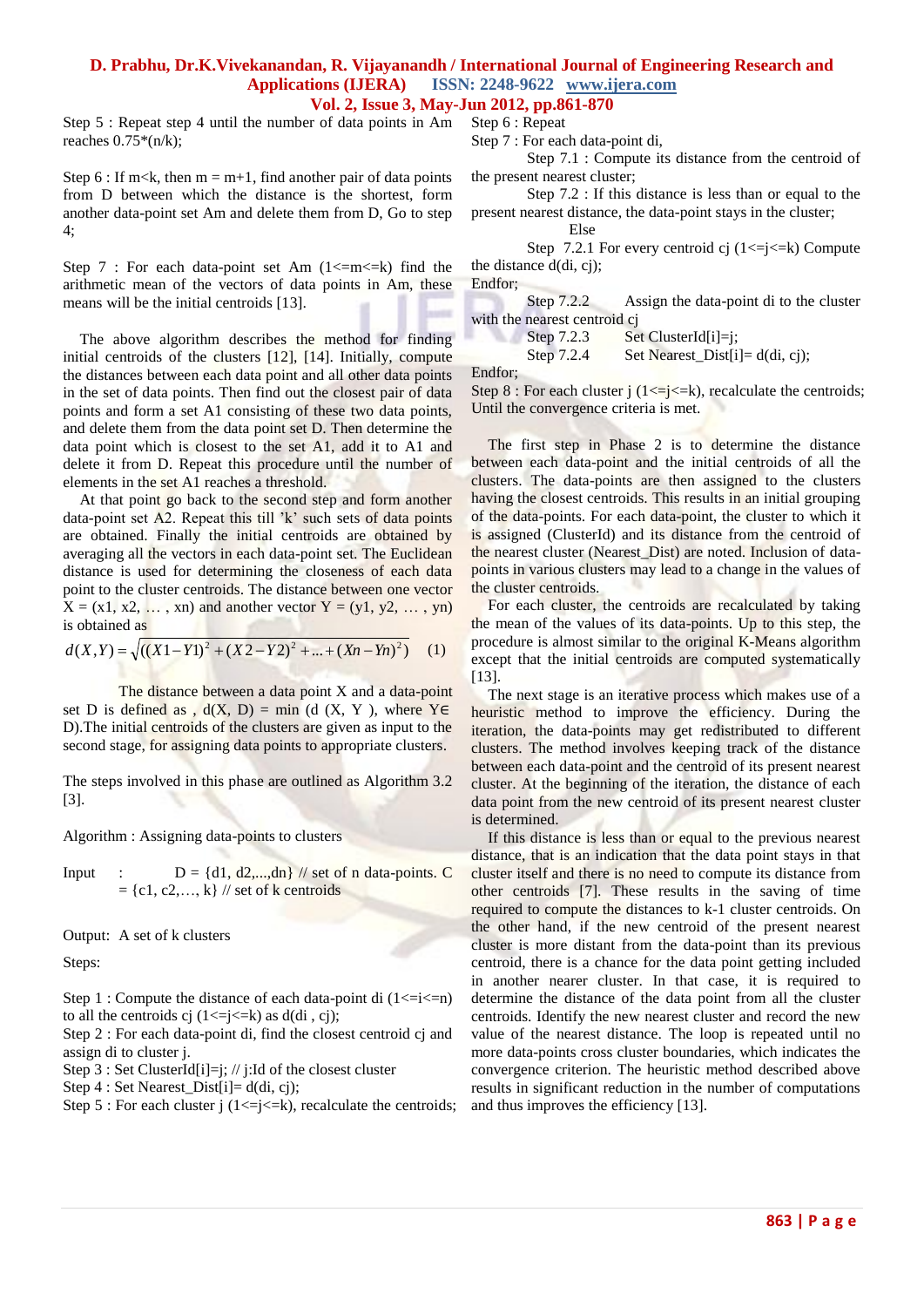Step 5 : Repeat step 4 until the number of data points in Am reaches 0.75*(n/k);

Step 6 : If m<k, then m = m+1, find another pair of data points from D between which the distance is the shortest, form another data-point set Am and delete them from D, Go to step 4;

Step 7 : For each data-point set Am (1<=m<=k) find the arithmetic mean of the vectors of data points in Am, these means will be the initial centroids [13].

The above algorithm describes the method for finding initial centroids of the clusters [12], [14]. Initially, compute the distances between each data point and all other data points in the set of data points. Then find out the closest pair of data points and form a set A1 consisting of these two data points, and delete them from the data point set D. Then determine the data point which is closest to the set A1, add it to A1 and delete it from D. Repeat this procedure until the number of elements in the set A1 reaches a threshold.

At that point go back to the second step and form another data-point set A2. Repeat this till 'k' such sets of data points are obtained. Finally the initial centroids are obtained by averaging all the vectors in each data-point set. The Euclidean distance is used for determining the closeness of each data point to the cluster centroids. The distance between one vector X = (x1, x2, … , xn) and another vector Y = (y1, y2, … , yn) is obtained as

$$d(X,Y) = \sqrt{((X1 - Y1)^2 + (X2 - Y2)^2 + ... + (Xn - Yn)^2)} \quad (1)$$

The distance between a data point X and a data-point set D is defined as , d(X, D) = min (d (X, Y ), where Y∈ D).The initial centroids of the clusters are given as input to the second stage, for assigning data points to appropriate clusters.

The steps involved in this phase are outlined as Algorithm 3.2 [3].

Algorithm : Assigning data-points to clusters

Input : D = {d1, d2,...,dn} // set of n data-points. C = {c1, c2,…, k} // set of k centroids

Output: A set of k clusters

Steps:

Step 1 : Compute the distance of each data-point di (1<=i<=n) to all the centroids cj (1<=j<=k) as d(di , cj);
Step 2 : For each data-point di, find the closest centroid cj and assign di to cluster j.
Step 3 : Set ClusterId[i]=j; // j:Id of the closest cluster
Step 4 : Set Nearest_Dist[i]= d(di, cj);
Step 5 : For each cluster j (1<=j<=k), recalculate the centroids;
Step 6 : Repeat
Step 7 : For each data-point di,
Step 7.1 : Compute its distance from the centroid of the present nearest cluster;
Step 7.2 : If this distance is less than or equal to the present nearest distance, the data-point stays in the cluster;
Else
Step 7.2.1 For every centroid cj (1<=j<=k) Compute the distance d(di, cj);
Endfor;
Step 7.2.2 Assign the data-point di to the cluster with the nearest centroid cj
Step 7.2.3 Set ClusterId[i]=j;
Step 7.2.4 Set Nearest_Dist[i]= d(di, cj);
Endfor;
Step 8 : For each cluster j (1<=j<=k), recalculate the centroids; Until the convergence criteria is met.

The first step in Phase 2 is to determine the distance between each data-point and the initial centroids of all the clusters. The data-points are then assigned to the clusters having the closest centroids. This results in an initial grouping of the data-points. For each data-point, the cluster to which it is assigned (ClusterId) and its distance from the centroid of the nearest cluster (Nearest_Dist) are noted. Inclusion of data-points in various clusters may lead to a change in the values of the cluster centroids.

For each cluster, the centroids are recalculated by taking the mean of the values of its data-points. Up to this step, the procedure is almost similar to the original K-Means algorithm except that the initial centroids are computed systematically [13].

The next stage is an iterative process which makes use of a heuristic method to improve the efficiency. During the iteration, the data-points may get redistributed to different clusters. The method involves keeping track of the distance between each data-point and the centroid of its present nearest cluster. At the beginning of the iteration, the distance of each data point from the new centroid of its present nearest cluster is determined.

If this distance is less than or equal to the previous nearest distance, that is an indication that the data point stays in that cluster itself and there is no need to compute its distance from other centroids [7]. These results in the saving of time required to compute the distances to k-1 cluster centroids. On the other hand, if the new centroid of the present nearest cluster is more distant from the data-point than its previous centroid, there is a chance for the data point getting included in another nearer cluster. In that case, it is required to determine the distance of the data point from all the cluster centroids. Identify the new nearest cluster and record the new value of the nearest distance. The loop is repeated until no more data-points cross cluster boundaries, which indicates the convergence criterion. The heuristic method described above results in significant reduction in the number of computations and thus improves the efficiency [13].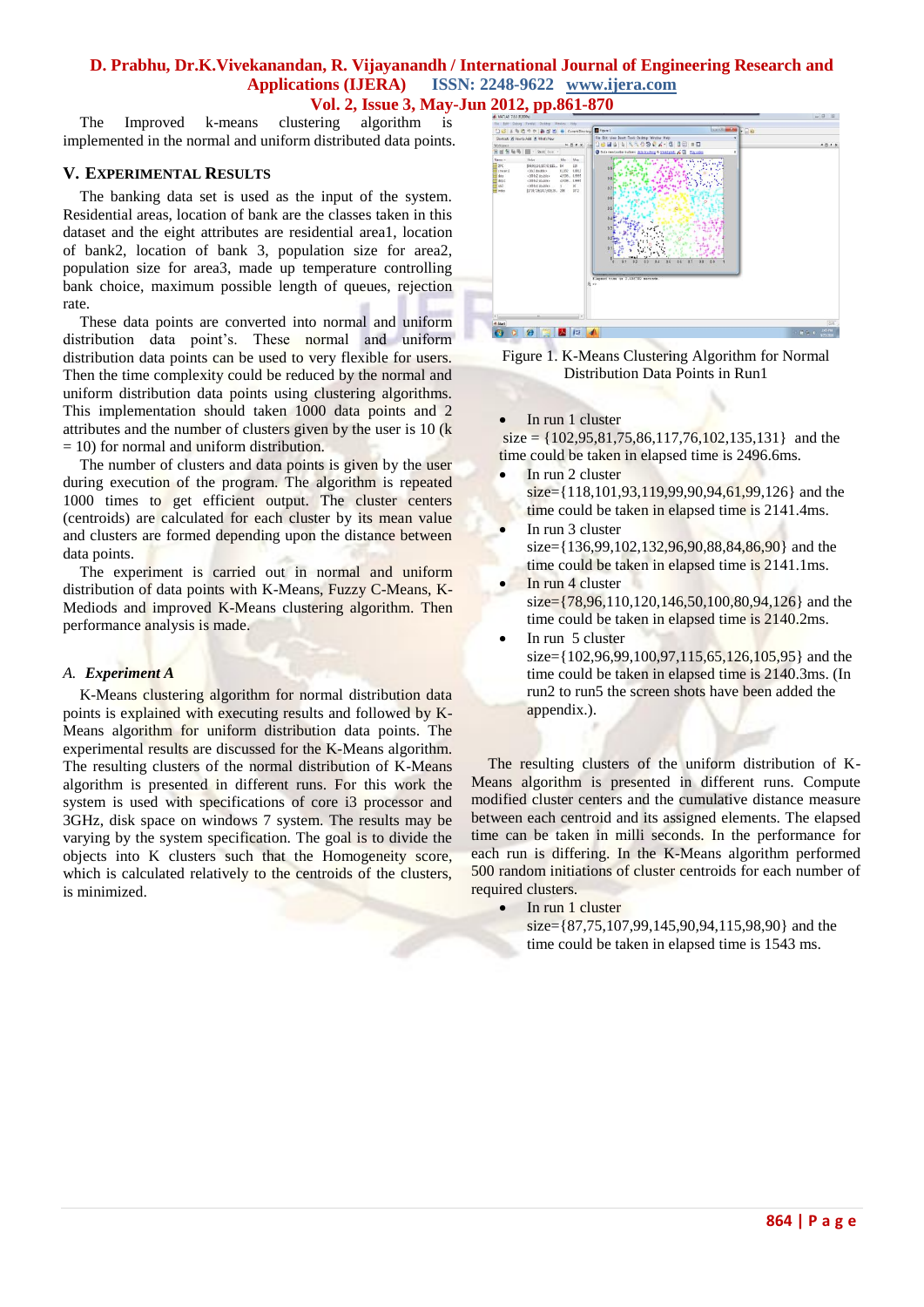The Improved k-means clustering algorithm is implemented in the normal and uniform distributed data points.

## V. Experimental Results

The banking data set is used as the input of the system. Residential areas, location of bank are the classes taken in this dataset and the eight attributes are residential area1, location of bank2, location of bank 3, population size for area2, population size for area3, made up temperature controlling bank choice, maximum possible length of queues, rejection rate.

These data points are converted into normal and uniform distribution data point's. These normal and uniform distribution data points can be used to very flexible for users. Then the time complexity could be reduced by the normal and uniform distribution data points using clustering algorithms. This implementation should taken 1000 data points and 2 attributes and the number of clusters given by the user is 10 (k = 10) for normal and uniform distribution.

The number of clusters and data points is given by the user during execution of the program. The algorithm is repeated 1000 times to get efficient output. The cluster centers (centroids) are calculated for each cluster by its mean value and clusters are formed depending upon the distance between data points.

The experiment is carried out in normal and uniform distribution of data points with K-Means, Fuzzy C-Means, K-Mediods and improved K-Means clustering algorithm. Then performance analysis is made.

### A. *Experiment A*

K-Means clustering algorithm for normal distribution data points is explained with executing results and followed by K-Means algorithm for uniform distribution data points. The experimental results are discussed for the K-Means algorithm. The resulting clusters of the normal distribution of K-Means algorithm is presented in different runs. For this work the system is used with specifications of core i3 processor and 3GHz, disk space on windows 7 system. The results may be varying by the system specification. The goal is to divide the objects into K clusters such that the Homogeneity score, which is calculated relatively to the centroids of the clusters, is minimized.

Figure 1. K-Means Clustering Algorithm for Normal Distribution Data Points in Run1

- In run 1 cluster size = {102,95,81,75,86,117,76,102,135,131} and the time could be taken in elapsed time is 2496.6ms.
- In run 2 cluster size={118,101,93,119,99,90,94,61,99,126} and the time could be taken in elapsed time is 2141.4ms.
- In run 3 cluster size={136,99,102,132,96,90,88,84,86,90} and the time could be taken in elapsed time is 2141.1ms.
- In run 4 cluster size={78,96,110,120,146,50,100,80,94,126} and the time could be taken in elapsed time is 2140.2ms.
- In run 5 cluster size={102,96,99,100,97,115,65,126,105,95} and the time could be taken in elapsed time is 2140.3ms. (In run2 to run5 the screen shots have been added the appendix.).

The resulting clusters of the uniform distribution of K-Means algorithm is presented in different runs. Compute modified cluster centers and the cumulative distance measure between each centroid and its assigned elements. The elapsed time can be taken in milli seconds. In the performance for each run is differing. In the K-Means algorithm performed 500 random initiations of cluster centroids for each number of required clusters.

- In run 1 cluster size={87,75,107,99,145,90,94,115,98,90} and the time could be taken in elapsed time is 1543 ms.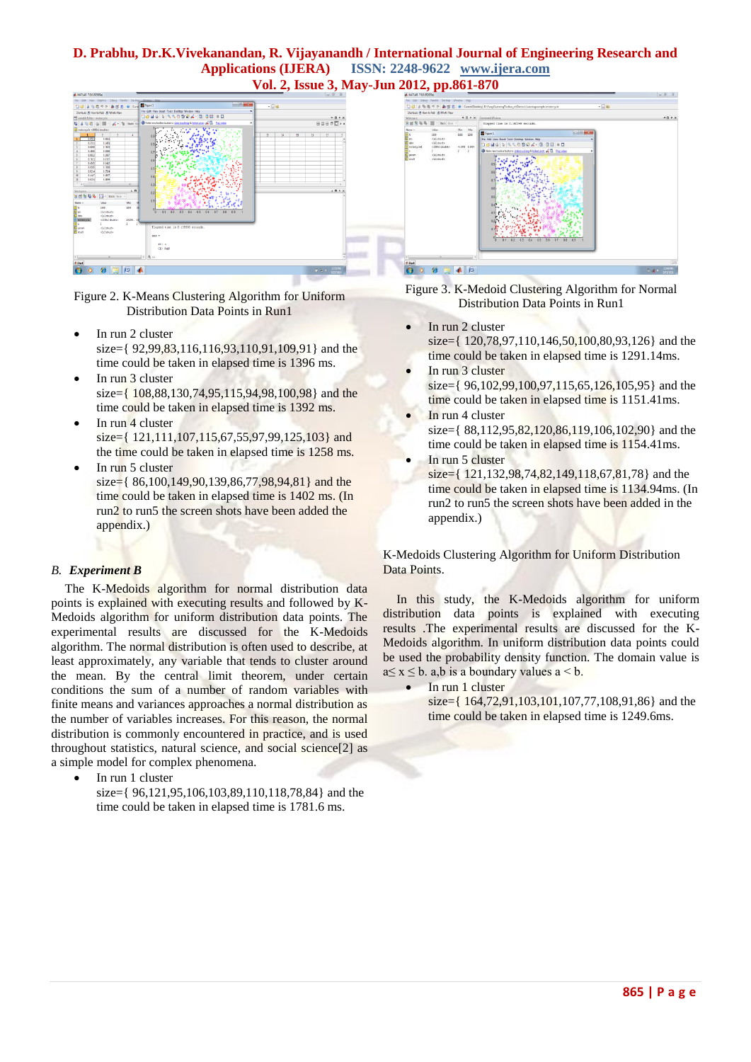Figure 2. K-Means Clustering Algorithm for Uniform Distribution Data Points in Run1

- In run 2 cluster size={ 92,99,83,116,116,93,110,91,109,91} and the time could be taken in elapsed time is 1396 ms.
- In run 3 cluster size={ 108,88,130,74,95,115,94,98,100,98} and the time could be taken in elapsed time is 1392 ms.
- In run 4 cluster size={ 121,111,107,115,67,55,97,99,125,103} and the time could be taken in elapsed time is 1258 ms.
- In run 5 cluster size={ 86,100,149,90,139,86,77,98,94,81} and the time could be taken in elapsed time is 1402 ms. (In run2 to run5 the screen shots have been added the appendix.)

### B. *Experiment B*

The K-Medoids algorithm for normal distribution data points is explained with executing results and followed by K-Medoids algorithm for uniform distribution data points. The experimental results are discussed for the K-Medoids algorithm. The normal distribution is often used to describe, at least approximately, any variable that tends to cluster around the mean. By the central limit theorem, under certain conditions the sum of a number of random variables with finite means and variances approaches a normal distribution as the number of variables increases. For this reason, the normal distribution is commonly encountered in practice, and is used throughout statistics, natural science, and social science[2] as a simple model for complex phenomena.

- In run 1 cluster size={ 96,121,95,106,103,89,110,118,78,84} and the time could be taken in elapsed time is 1781.6 ms.

Figure 3. K-Medoid Clustering Algorithm for Normal Distribution Data Points in Run1

- In run 2 cluster size={ 120,78,97,110,146,50,100,80,93,126} and the time could be taken in elapsed time is 1291.14ms.
- In run 3 cluster size={ 96,102,99,100,97,115,65,126,105,95} and the time could be taken in elapsed time is 1151.41ms.
- In run 4 cluster size={ 88,112,95,82,120,86,119,106,102,90} and the time could be taken in elapsed time is 1154.41ms.
- In run 5 cluster size={ 121,132,98,74,82,149,118,67,81,78} and the time could be taken in elapsed time is 1134.94ms. (In run2 to run5 the screen shots have been added in the appendix.)

K-Medoids Clustering Algorithm for Uniform Distribution Data Points.

In this study, the K-Medoids algorithm for uniform distribution data points is explained with executing results .The experimental results are discussed for the K-Medoids algorithm. In uniform distribution data points could be used the probability density function. The domain value is $a \leq x \leq b$. a,b is a boundary values $a < b$.

- In run 1 cluster size={ 164,72,91,103,101,107,77,108,91,86} and the time could be taken in elapsed time is 1249.6ms.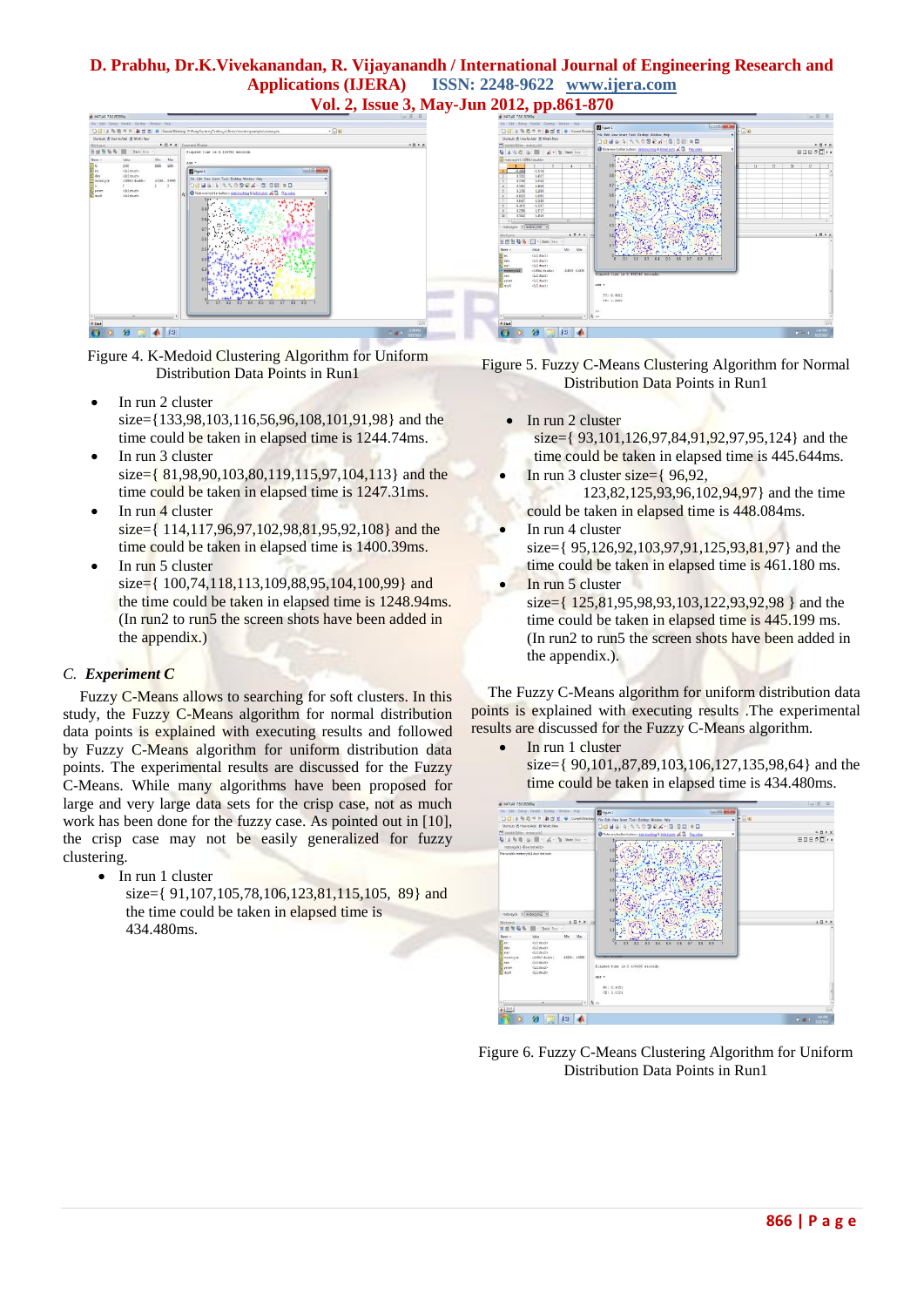Figure 4. K-Medoid Clustering Algorithm for Uniform Distribution Data Points in Run1

- In run 2 cluster size={133,98,103,116,56,96,108,101,91,98} and the time could be taken in elapsed time is 1244.74ms.
- In run 3 cluster size={ 81,98,90,103,80,119,115,97,104,113} and the time could be taken in elapsed time is 1247.31ms.
- In run 4 cluster size={ 114,117,96,97,102,98,81,95,92,108} and the time could be taken in elapsed time is 1400.39ms.
- In run 5 cluster size={ 100,74,118,113,109,88,95,104,100,99} and the time could be taken in elapsed time is 1248.94ms. (In run2 to run5 the screen shots have been added in the appendix.)

### C. *Experiment C*

Fuzzy C-Means allows to searching for soft clusters. In this study, the Fuzzy C-Means algorithm for normal distribution data points is explained with executing results and followed by Fuzzy C-Means algorithm for uniform distribution data points. The experimental results are discussed for the Fuzzy C-Means. While many algorithms have been proposed for large and very large data sets for the crisp case, not as much work has been done for the fuzzy case. As pointed out in [10], the crisp case may not be easily generalized for fuzzy clustering.

- In run 1 cluster size={ 91,107,105,78,106,123,81,115,105, 89} and the time could be taken in elapsed time is 434.480ms.

Figure 5. Fuzzy C-Means Clustering Algorithm for Normal Distribution Data Points in Run1

- In run 2 cluster size={ 93,101,126,97,84,91,92,97,95,124} and the time could be taken in elapsed time is 445.644ms.
- In run 3 cluster size={ 96,92, 123,82,125,93,96,102,94,97} and the time could be taken in elapsed time is 448.084ms.
- In run 4 cluster size={ 95,126,92,103,97,91,125,93,81,97} and the time could be taken in elapsed time is 461.180 ms.
- In run 5 cluster size={ 125,81,95,98,93,103,122,93,92,98 } and the time could be taken in elapsed time is 445.199 ms. (In run2 to run5 the screen shots have been added in the appendix.).

The Fuzzy C-Means algorithm for uniform distribution data points is explained with executing results .The experimental results are discussed for the Fuzzy C-Means algorithm.

- In run 1 cluster size={ 90,101,,87,89,103,106,127,135,98,64} and the time could be taken in elapsed time is 434.480ms.

Figure 6. Fuzzy C-Means Clustering Algorithm for Uniform Distribution Data Points in Run1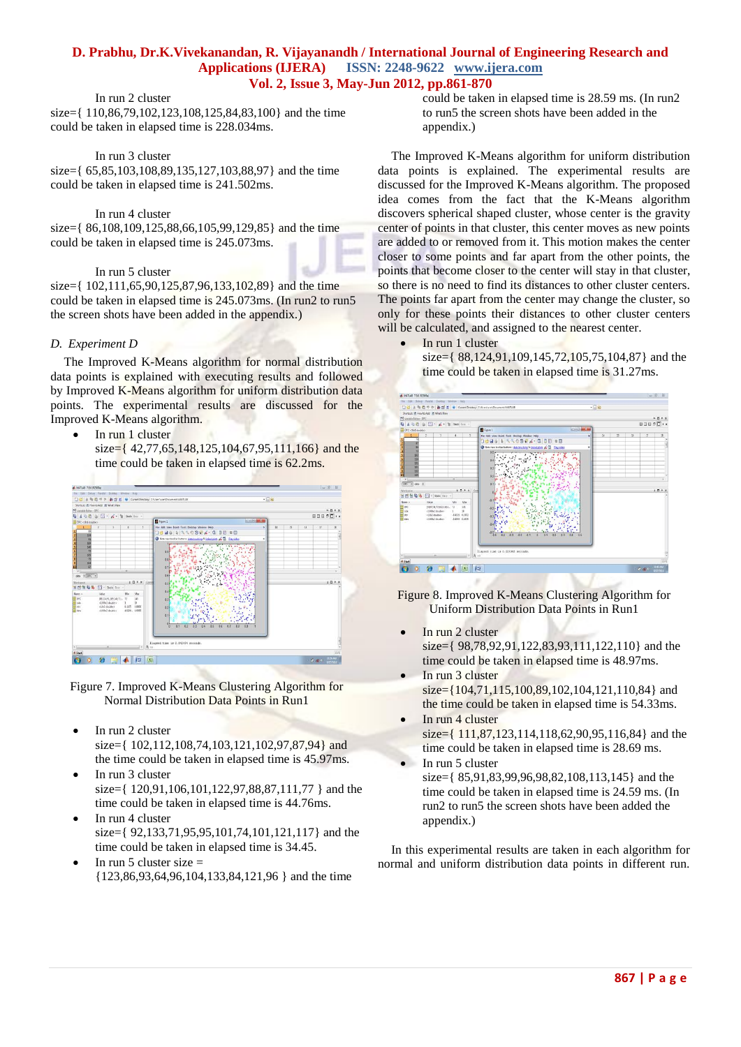In run 2 cluster size={ 110,86,79,102,123,108,125,84,83,100} and the time could be taken in elapsed time is 228.034ms.

In run 3 cluster size={ 65,85,103,108,89,135,127,103,88,97} and the time could be taken in elapsed time is 241.502ms.

In run 4 cluster size={ 86,108,109,125,88,66,105,99,129,85} and the time could be taken in elapsed time is 245.073ms.

In run 5 cluster size={ 102,111,65,90,125,87,96,133,102,89} and the time could be taken in elapsed time is 245.073ms. (In run2 to run5 the screen shots have been added in the appendix.)

### D. Experiment D

The Improved K-Means algorithm for normal distribution data points is explained with executing results and followed by Improved K-Means algorithm for uniform distribution data points. The experimental results are discussed for the Improved K-Means algorithm.

- In run 1 cluster size={ 42,77,65,148,125,104,67,95,111,166} and the time could be taken in elapsed time is 62.2ms.

Figure 7. Improved K-Means Clustering Algorithm for Normal Distribution Data Points in Run1

- In run 2 cluster size={ 102,112,108,74,103,121,102,97,87,94} and the time could be taken in elapsed time is 45.97ms.
- In run 3 cluster size={ 120,91,106,101,122,97,88,87,111,77 } and the time could be taken in elapsed time is 44.76ms.
- In run 4 cluster size={ 92,133,71,95,95,101,74,101,121,117} and the time could be taken in elapsed time is 34.45.
- In run 5 cluster size = {123,86,93,64,96,104,133,84,121,96 } and the time could be taken in elapsed time is 28.59 ms. (In run2 to run5 the screen shots have been added in the appendix.)

The Improved K-Means algorithm for uniform distribution data points is explained. The experimental results are discussed for the Improved K-Means algorithm. The proposed idea comes from the fact that the K-Means algorithm discovers spherical shaped cluster, whose center is the gravity center of points in that cluster, this center moves as new points are added to or removed from it. This motion makes the center closer to some points and far apart from the other points, the points that become closer to the center will stay in that cluster, so there is no need to find its distances to other cluster centers. The points far apart from the center may change the cluster, so only for these points their distances to other cluster centers will be calculated, and assigned to the nearest center.

- In run 1 cluster size={ 88,124,91,109,145,72,105,75,104,87} and the time could be taken in elapsed time is 31.27ms.

Figure 8. Improved K-Means Clustering Algorithm for Uniform Distribution Data Points in Run1

- In run 2 cluster size={ 98,78,92,91,122,83,93,111,122,110} and the time could be taken in elapsed time is 48.97ms.
- In run 3 cluster size={104,71,115,100,89,102,104,121,110,84} and the time could be taken in elapsed time is 54.33ms.
- In run 4 cluster size={ 111,87,123,114,118,62,90,95,116,84} and the time could be taken in elapsed time is 28.69 ms.
- In run 5 cluster size={ 85,91,83,99,96,98,82,108,113,145} and the time could be taken in elapsed time is 24.59 ms. (In run2 to run5 the screen shots have been added the appendix.)

In this experimental results are taken in each algorithm for normal and uniform distribution data points in different run.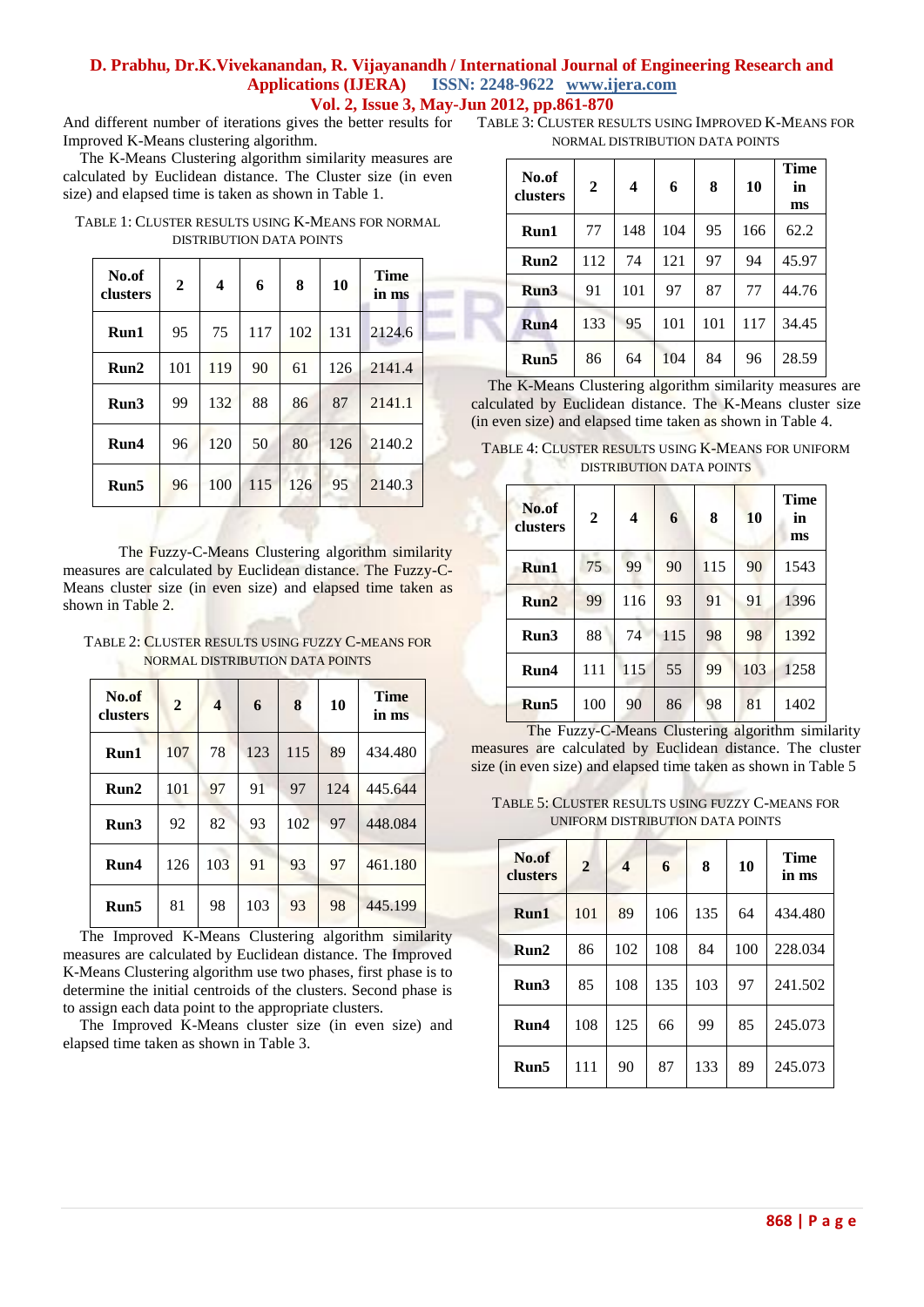And different number of iterations gives the better results for Improved K-Means clustering algorithm.

The K-Means Clustering algorithm similarity measures are calculated by Euclidean distance. The Cluster size (in even size) and elapsed time is taken as shown in Table 1.

TABLE 1: CLUSTER RESULTS USING K-MEANS FOR NORMAL DISTRIBUTION DATA POINTS

| No.of clusters | 2 | 4 | 6 | 8 | 10 | Time in ms |
|---|---|---|---|---|---|---|
| Run1 | 95 | 75 | 117 | 102 | 131 | 2124.6 |
| Run2 | 101 | 119 | 90 | 61 | 126 | 2141.4 |
| Run3 | 99 | 132 | 88 | 86 | 87 | 2141.1 |
| Run4 | 96 | 120 | 50 | 80 | 126 | 2140.2 |
| Run5 | 96 | 100 | 115 | 126 | 95 | 2140.3 |

The Fuzzy-C-Means Clustering algorithm similarity measures are calculated by Euclidean distance. The Fuzzy-C-Means cluster size (in even size) and elapsed time taken as shown in Table 2.

TABLE 2: CLUSTER RESULTS USING FUZZY C-MEANS FOR NORMAL DISTRIBUTION DATA POINTS

| No.of clusters | 2 | 4 | 6 | 8 | 10 | Time in ms |
|---|---|---|---|---|---|---|
| Run1 | 107 | 78 | 123 | 115 | 89 | 434.480 |
| Run2 | 101 | 97 | 91 | 97 | 124 | 445.644 |
| Run3 | 92 | 82 | 93 | 102 | 97 | 448.084 |
| Run4 | 126 | 103 | 91 | 93 | 97 | 461.180 |
| Run5 | 81 | 98 | 103 | 93 | 98 | 445.199 |

The Improved K-Means Clustering algorithm similarity measures are calculated by Euclidean distance. The Improved K-Means Clustering algorithm use two phases, first phase is to determine the initial centroids of the clusters. Second phase is to assign each data point to the appropriate clusters.

The Improved K-Means cluster size (in even size) and elapsed time taken as shown in Table 3.

TABLE 3: CLUSTER RESULTS USING IMPROVED K-MEANS FOR NORMAL DISTRIBUTION DATA POINTS

| No.of clusters | 2 | 4 | 6 | 8 | 10 | Time in ms |
|---|---|---|---|---|---|---|
| Run1 | 77 | 148 | 104 | 95 | 166 | 62.2 |
| Run2 | 112 | 74 | 121 | 97 | 94 | 45.97 |
| Run3 | 91 | 101 | 97 | 87 | 77 | 44.76 |
| Run4 | 133 | 95 | 101 | 101 | 117 | 34.45 |
| Run5 | 86 | 64 | 104 | 84 | 96 | 28.59 |

The K-Means Clustering algorithm similarity measures are calculated by Euclidean distance. The K-Means cluster size (in even size) and elapsed time taken as shown in Table 4.

TABLE 4: CLUSTER RESULTS USING K-MEANS FOR UNIFORM DISTRIBUTION DATA POINTS

| No.of clusters | 2 | 4 | 6 | 8 | 10 | Time in ms |
|---|---|---|---|---|---|---|
| Run1 | 75 | 99 | 90 | 115 | 90 | 1543 |
| Run2 | 99 | 116 | 93 | 91 | 91 | 1396 |
| Run3 | 88 | 74 | 115 | 98 | 98 | 1392 |
| Run4 | 111 | 115 | 55 | 99 | 103 | 1258 |
| Run5 | 100 | 90 | 86 | 98 | 81 | 1402 |

The Fuzzy-C-Means Clustering algorithm similarity measures are calculated by Euclidean distance. The cluster size (in even size) and elapsed time taken as shown in Table 5

TABLE 5: CLUSTER RESULTS USING FUZZY C-MEANS FOR UNIFORM DISTRIBUTION DATA POINTS

| No.of clusters | 2 | 4 | 6 | 8 | 10 | Time in ms |
|---|---|---|---|---|---|---|
| Run1 | 101 | 89 | 106 | 135 | 64 | 434.480 |
| Run2 | 86 | 102 | 108 | 84 | 100 | 228.034 |
| Run3 | 85 | 108 | 135 | 103 | 97 | 241.502 |
| Run4 | 108 | 125 | 66 | 99 | 85 | 245.073 |
| Run5 | 111 | 90 | 87 | 133 | 89 | 245.073 |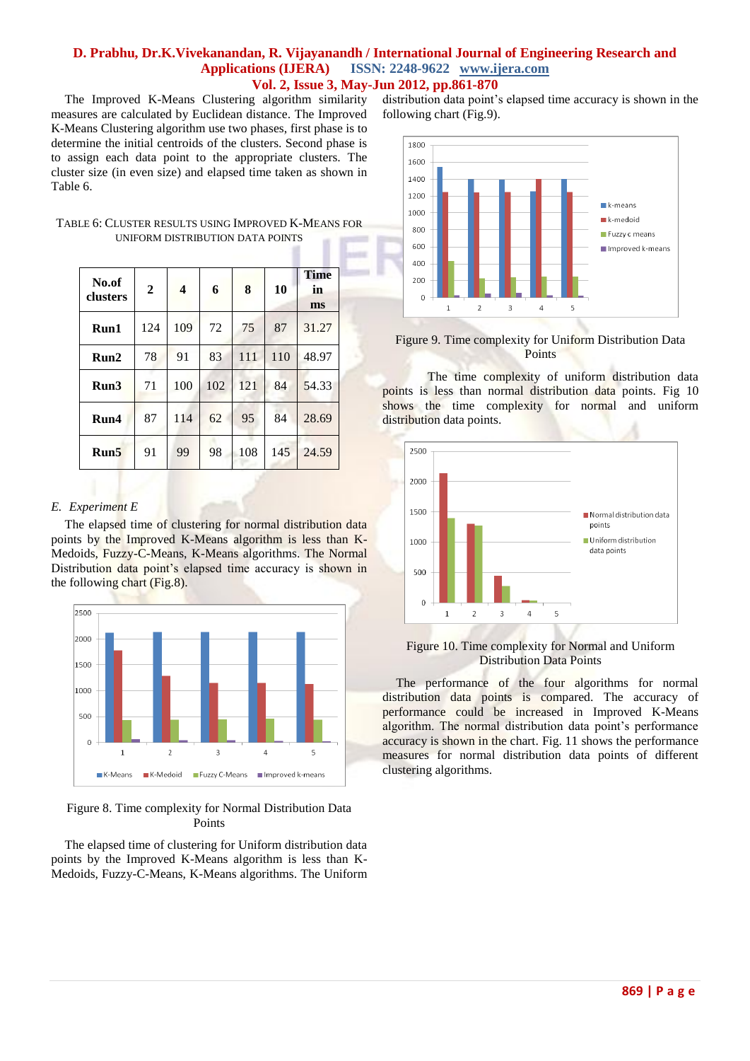The Improved K-Means Clustering algorithm similarity measures are calculated by Euclidean distance. The Improved K-Means Clustering algorithm use two phases, first phase is to determine the initial centroids of the clusters. Second phase is to assign each data point to the appropriate clusters. The cluster size (in even size) and elapsed time taken as shown in Table 6.

TABLE 6: CLUSTER RESULTS USING IMPROVED K-MEANS FOR UNIFORM DISTRIBUTION DATA POINTS

| No.of clusters | 2 | 4 | 6 | 8 | 10 | Time in ms |
|---|---|---|---|---|---|---|
| **Run1** | 124 | 109 | 72 | 75 | 87 | 31.27 |
| **Run2** | 78 | 91 | 83 | 111 | 110 | 48.97 |
| **Run3** | 71 | 100 | 102 | 121 | 84 | 54.33 |
| **Run4** | 87 | 114 | 62 | 95 | 84 | 28.69 |
| **Run5** | 91 | 99 | 98 | 108 | 145 | 24.59 |

*E. Experiment E*

The elapsed time of clustering for normal distribution data points by the Improved K-Means algorithm is less than K-Medoids, Fuzzy-C-Means, K-Means algorithms. The Normal Distribution data point's elapsed time accuracy is shown in the following chart (Fig.8).

Figure 8. Time complexity for Normal Distribution Data Points

The elapsed time of clustering for Uniform distribution data points by the Improved K-Means algorithm is less than K-Medoids, Fuzzy-C-Means, K-Means algorithms. The Uniform distribution data point's elapsed time accuracy is shown in the following chart (Fig.9).

Figure 9. Time complexity for Uniform Distribution Data Points

The time complexity of uniform distribution data points is less than normal distribution data points. Fig 10 shows the time complexity for normal and uniform distribution data points.

Figure 10. Time complexity for Normal and Uniform Distribution Data Points

The performance of the four algorithms for normal distribution data points is compared. The accuracy of performance could be increased in Improved K-Means algorithm. The normal distribution data point's performance accuracy is shown in the chart. Fig. 11 shows the performance measures for normal distribution data points of different clustering algorithms.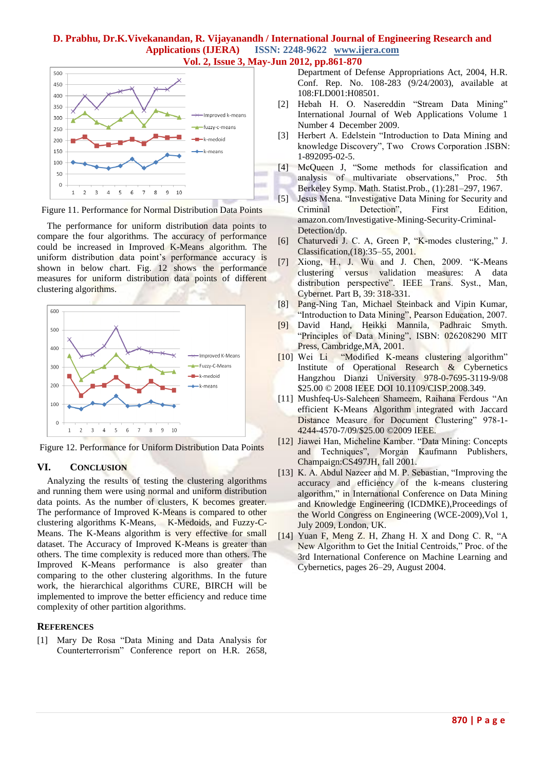500
450
400
350
300
250
200
150
100
50
0
1 2 3 4 5 6 7 8 9 10

Improved k-means
fuzzy-c-means
k-medoid
k-means

Figure 11. Performance for Normal Distribution Data Points

The performance for uniform distribution data points to compare the four algorithms. The accuracy of performance could be increased in Improved K-Means algorithm. The uniform distribution data point's performance accuracy is shown in below chart. Fig. 12 shows the performance measures for uniform distribution data points of different clustering algorithms.

600
500
400
300
200
100
0
1 2 3 4 5 6 7 8 9 10

Improved K-Means
Fuzzy-C-Means
k-medoid
k-means

Figure 12. Performance for Uniform Distribution Data Points

## VI. Conclusion

Analyzing the results of testing the clustering algorithms and running them were using normal and uniform distribution data points. As the number of clusters, K becomes greater. The performance of Improved K-Means is compared to other clustering algorithms K-Means, K-Medoids, and Fuzzy-C-Means. The K-Means algorithm is very effective for small dataset. The Accuracy of Improved K-Means is greater than others. The time complexity is reduced more than others. The Improved K-Means performance is also greater than comparing to the other clustering algorithms. In the future work, the hierarchical algorithms CURE, BIRCH will be implemented to improve the better efficiency and reduce time complexity of other partition algorithms.

## References

[1] Mary De Rosa "Data Mining and Data Analysis for Counterterrorism" Conference report on H.R. 2658, Department of Defense Appropriations Act, 2004, H.R. Conf. Rep. No. 108-283 (9/24/2003), available at 108:FLD001:H08501.

[2] Hebah H. O. Nasereddin "Stream Data Mining" International Journal of Web Applications Volume 1 Number 4 December 2009.

[3] Herbert A. Edelstein "Introduction to Data Mining and knowledge Discovery", Two Crows Corporation .ISBN: 1-892095-02-5.

[4] McQueen J, "Some methods for classification and analysis of multivariate observations," Proc. 5th Berkeley Symp. Math. Statist.Prob., (1):281–297, 1967.

[5] Jesus Mena. "Investigative Data Mining for Security and Criminal Detection", First Edition, amazon.com/Investigative-Mining-Security-Criminal-Detection/dp.

[6] Chaturvedi J. C. A, Green P, "K-modes clustering," J. Classification,(18):35–55, 2001.

[7] Xiong, H., J. Wu and J. Chen, 2009. "K-Means clustering versus validation measures: A data distribution perspective". IEEE Trans. Syst., Man, Cybernet. Part B, 39: 318-331.

[8] Pang-Ning Tan, Michael Steinback and Vipin Kumar, "Introduction to Data Mining", Pearson Education, 2007.

[9] David Hand, Heikki Mannila, Padhraic Smyth. "Principles of Data Mining", ISBN: 026208290 MIT Press, Cambridge,MA, 2001.

[10] Wei Li "Modified K-means clustering algorithm" Institute of Operational Research & Cybernetics Hangzhou Dianzi University 978-0-7695-3119-9/08 $25.00 © 2008 IEEE DOI 10.1109/CISP.2008.349.

[11] Mushfeq-Us-Saleheen Shameem, Raihana Ferdous "An efficient K-Means Algorithm integrated with Jaccard Distance Measure for Document Clustering" 978-1-4244-4570-7/09/$25.00 ©2009 IEEE.

[12] Jiawei Han, Micheline Kamber. "Data Mining: Concepts and Techniques", Morgan Kaufmann Publishers, Champaign:CS497JH, fall 2001.

[13] K. A. Abdul Nazeer and M. P. Sebastian, "Improving the accuracy and efficiency of the k-means clustering algorithm," in International Conference on Data Mining and Knowledge Engineering (ICDMKE),Proceedings of the World Congress on Engineering (WCE-2009),Vol 1, July 2009, London, UK.

[14] Yuan F, Meng Z. H, Zhang H. X and Dong C. R, "A New Algorithm to Get the Initial Centroids," Proc. of the 3rd International Conference on Machine Learning and Cybernetics, pages 26–29, August 2004.